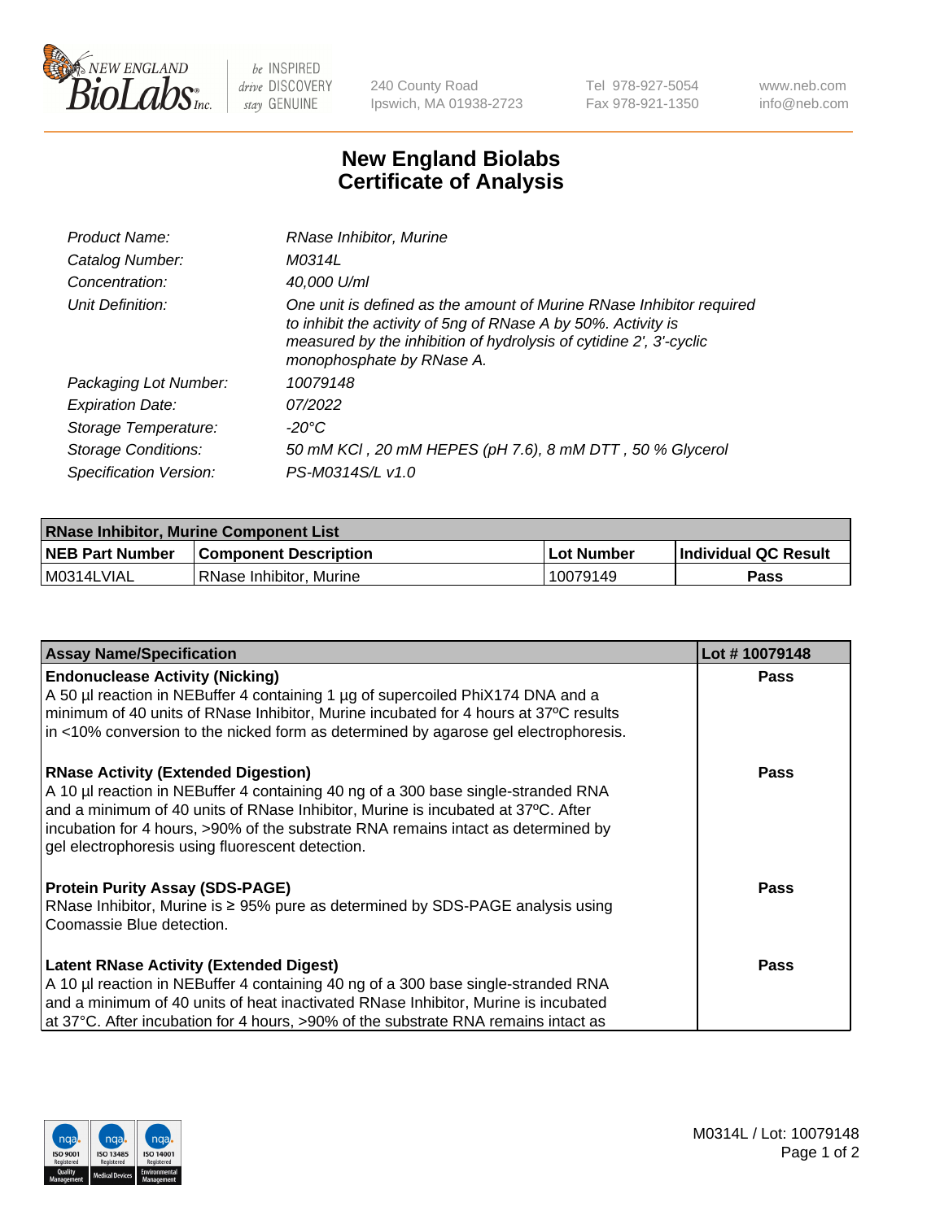# New England Biolabs Certificate of Analysis

| | |
|---|---|
| *Product Name:* | *RNase Inhibitor, Murine* |
| *Catalog Number:* | *M0314L* |
| *Concentration:* | *40,000 U/ml* |
| *Unit Definition:* | *One unit is defined as the amount of Murine RNase Inhibitor required to inhibit the activity of 5ng of RNase A by 50%. Activity is measured by the inhibition of hydrolysis of cytidine 2', 3'-cyclic monophosphate by RNase A.* |
| *Packaging Lot Number:* | *10079148* |
| *Expiration Date:* | *07/2022* |
| *Storage Temperature:* | *-20°C* |
| *Storage Conditions:* | *50 mM KCl , 20 mM HEPES (pH 7.6), 8 mM DTT , 50 % Glycerol* |
| *Specification Version:* | *PS-M0314S/L v1.0* |

| RNase Inhibitor, Murine Component List | | | |
|---|---|---|---|
| **NEB Part Number** | **Component Description** | **Lot Number** | **Individual QC Result** |
| M0314LVIAL | RNase Inhibitor, Murine | 10079149 | **Pass** |

| Assay Name/Specification | Lot # 10079148 |
|---|---|
| **Endonuclease Activity (Nicking)** A 50 µl reaction in NEBuffer 4 containing 1 µg of supercoiled PhiX174 DNA and a minimum of 40 units of RNase Inhibitor, Murine incubated for 4 hours at 37ºC results in <10% conversion to the nicked form as determined by agarose gel electrophoresis. | **Pass** |
| **RNase Activity (Extended Digestion)** A 10 µl reaction in NEBuffer 4 containing 40 ng of a 300 base single-stranded RNA and a minimum of 40 units of RNase Inhibitor, Murine is incubated at 37ºC. After incubation for 4 hours, >90% of the substrate RNA remains intact as determined by gel electrophoresis using fluorescent detection. | **Pass** |
| **Protein Purity Assay (SDS-PAGE)** RNase Inhibitor, Murine is ≥ 95% pure as determined by SDS-PAGE analysis using Coomassie Blue detection. | **Pass** |
| **Latent RNase Activity (Extended Digest)** A 10 µl reaction in NEBuffer 4 containing 40 ng of a 300 base single-stranded RNA and a minimum of 40 units of heat inactivated RNase Inhibitor, Murine is incubated at 37°C. After incubation for 4 hours, >90% of the substrate RNA remains intact as | **Pass** |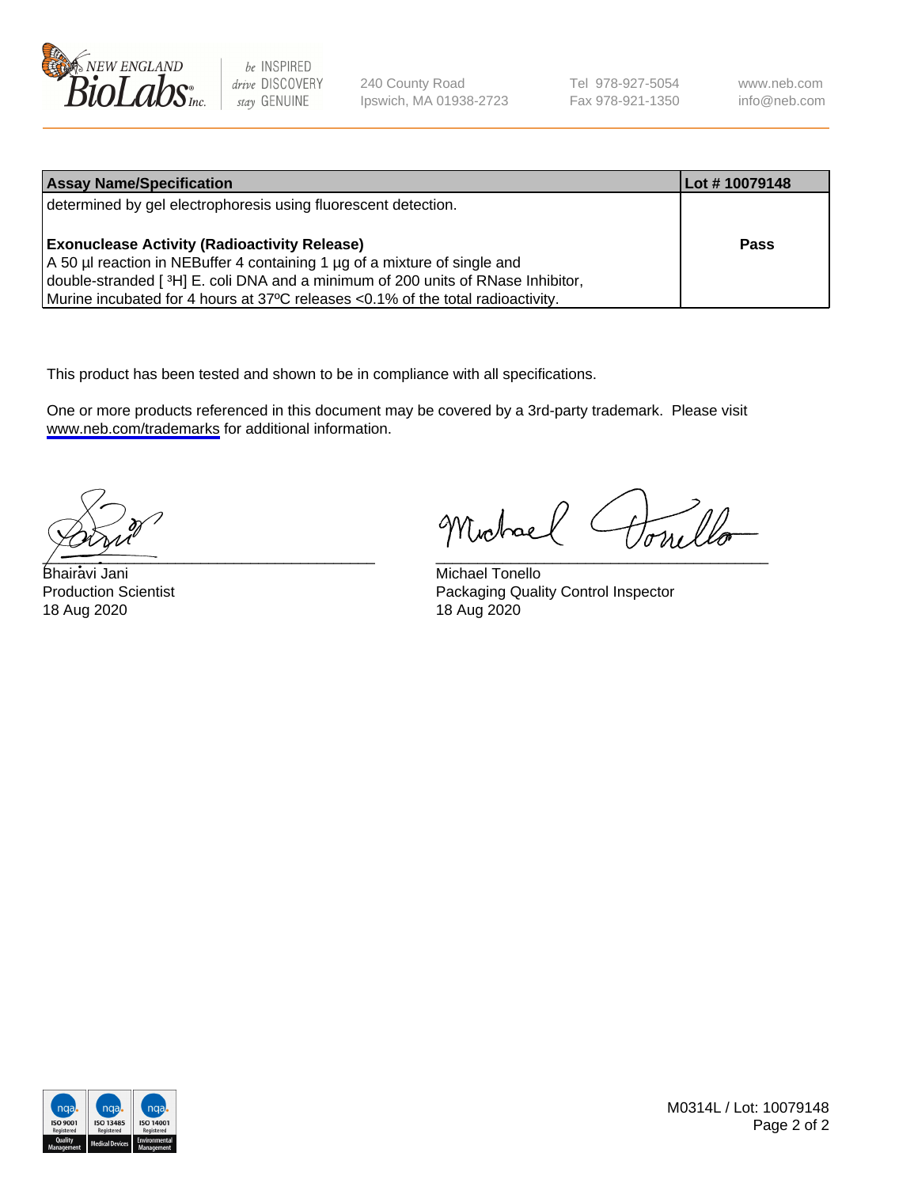| Assay Name/Specification | Lot # 10079148 |
| --- | --- |
| determined by gel electrophoresis using fluorescent detection. | |
| **Exonuclease Activity (Radioactivity Release)**<br>A 50 µl reaction in NEBuffer 4 containing 1 µg of a mixture of single and double-stranded [ $^3$H] E. coli DNA and a minimum of 200 units of RNase Inhibitor, Murine incubated for 4 hours at 37ºC releases <0.1% of the total radioactivity. | **Pass** |

This product has been tested and shown to be in compliance with all specifications.

One or more products referenced in this document may be covered by a 3rd-party trademark. Please visit www.neb.com/trademarks for additional information.

Bhairavi Jani
Production Scientist
18 Aug 2020

Michael Tonello
Packaging Quality Control Inspector
18 Aug 2020

M0314L / Lot: 10079148